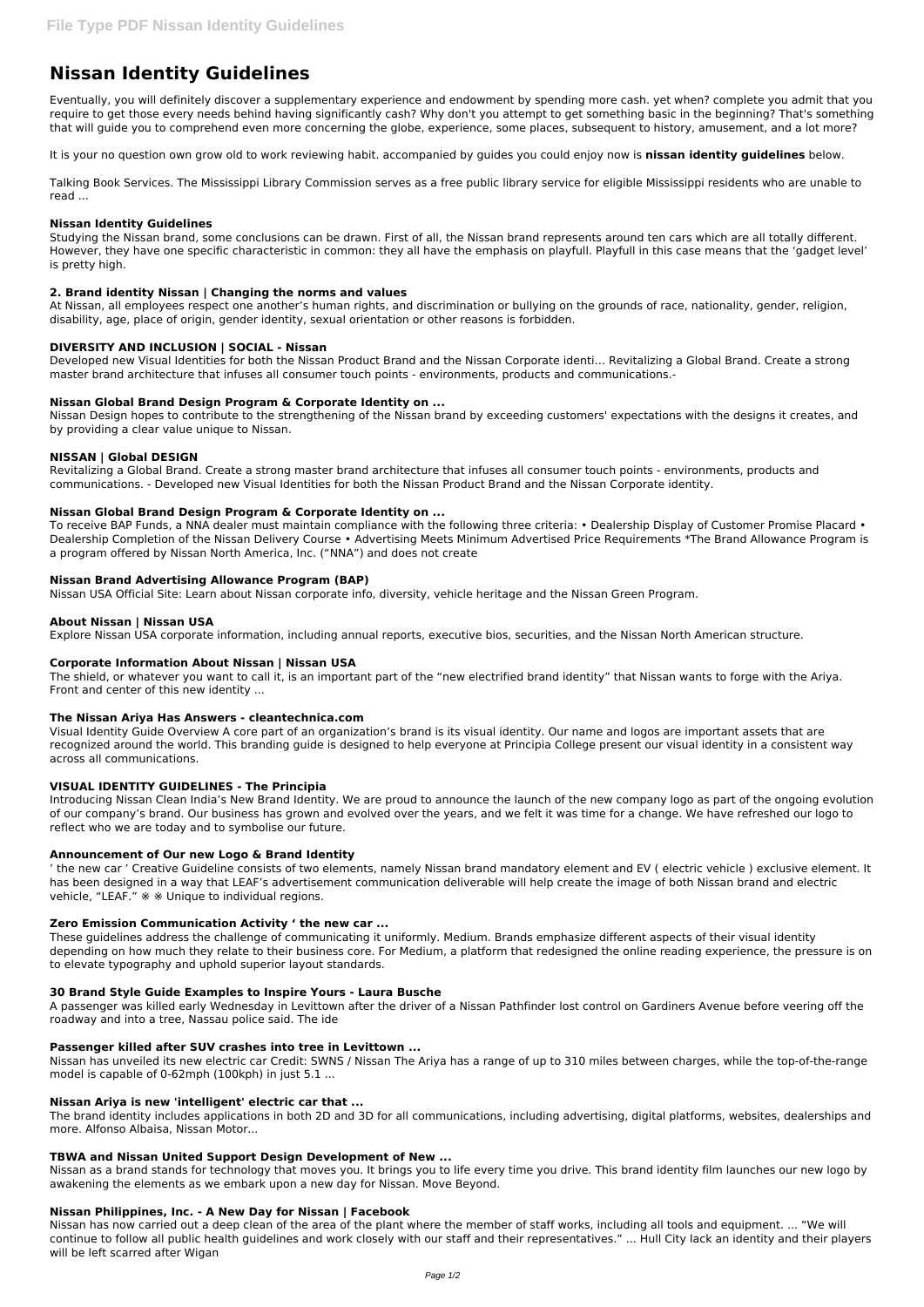# Nissan Identity Guidelines

Eventually, you will definitely discover a supplementary experience and endowment by spending more cash. yet when? complete you admit that you require to get those every needs behind having significantly cash? Why don't you attempt to get something basic in the beginning? That's something that will guide you to comprehend even more concerning the globe, experience, some places, subsequent to history, amusement, and a lot more?

It is your no question own grow old to work reviewing habit. accompanied by guides you could enjoy now is **nissan identity guidelines** below.

Talking Book Services. The Mississippi Library Commission serves as a free public library service for eligible Mississippi residents who are unable to read ...

### Nissan Identity Guidelines

Studying the Nissan brand, some conclusions can be drawn. First of all, the Nissan brand represents around ten cars which are all totally different. However, they have one specific characteristic in common: they all have the emphasis on playfull. Playfull in this case means that the 'gadget level' is pretty high.

### 2. Brand identity Nissan | Changing the norms and values

At Nissan, all employees respect one another's human rights, and discrimination or bullying on the grounds of race, nationality, gender, religion, disability, age, place of origin, gender identity, sexual orientation or other reasons is forbidden.

### DIVERSITY AND INCLUSION | SOCIAL - Nissan

Developed new Visual Identities for both the Nissan Product Brand and the Nissan Corporate identi… Revitalizing a Global Brand. Create a strong master brand architecture that infuses all consumer touch points - environments, products and communications.-

### Nissan Global Brand Design Program & Corporate Identity on ...

Nissan Design hopes to contribute to the strengthening of the Nissan brand by exceeding customers' expectations with the designs it creates, and by providing a clear value unique to Nissan.

### NISSAN | Global DESIGN

Revitalizing a Global Brand. Create a strong master brand architecture that infuses all consumer touch points - environments, products and communications. - Developed new Visual Identities for both the Nissan Product Brand and the Nissan Corporate identity.

### Nissan Global Brand Design Program & Corporate Identity on ...

To receive BAP Funds, a NNA dealer must maintain compliance with the following three criteria: • Dealership Display of Customer Promise Placard • Dealership Completion of the Nissan Delivery Course • Advertising Meets Minimum Advertised Price Requirements *The Brand Allowance Program is a program offered by Nissan North America, Inc. ("NNA") and does not create

### Nissan Brand Advertising Allowance Program (BAP)

Nissan USA Official Site: Learn about Nissan corporate info, diversity, vehicle heritage and the Nissan Green Program.

### About Nissan | Nissan USA

Explore Nissan USA corporate information, including annual reports, executive bios, securities, and the Nissan North American structure.

### Corporate Information About Nissan | Nissan USA

The shield, or whatever you want to call it, is an important part of the "new electrified brand identity" that Nissan wants to forge with the Ariya. Front and center of this new identity ...

### The Nissan Ariya Has Answers - cleantechnica.com

Visual Identity Guide Overview A core part of an organization's brand is its visual identity. Our name and logos are important assets that are recognized around the world. This branding guide is designed to help everyone at Principia College present our visual identity in a consistent way across all communications.

### VISUAL IDENTITY GUIDELINES - The Principia

Introducing Nissan Clean India's New Brand Identity. We are proud to announce the launch of the new company logo as part of the ongoing evolution of our company's brand. Our business has grown and evolved over the years, and we felt it was time for a change. We have refreshed our logo to reflect who we are today and to symbolise our future.

### Announcement of Our new Logo & Brand Identity

' the new car ' Creative Guideline consists of two elements, namely Nissan brand mandatory element and EV ( electric vehicle ) exclusive element. It has been designed in a way that LEAF's advertisement communication deliverable will help create the image of both Nissan brand and electric vehicle, "LEAF." ※ ※ Unique to individual regions.

### Zero Emission Communication Activity ' the new car ...

These guidelines address the challenge of communicating it uniformly. Medium. Brands emphasize different aspects of their visual identity depending on how much they relate to their business core. For Medium, a platform that redesigned the online reading experience, the pressure is on to elevate typography and uphold superior layout standards.

### 30 Brand Style Guide Examples to Inspire Yours - Laura Busche

A passenger was killed early Wednesday in Levittown after the driver of a Nissan Pathfinder lost control on Gardiners Avenue before veering off the roadway and into a tree, Nassau police said. The ide

### Passenger killed after SUV crashes into tree in Levittown ...

Nissan has unveiled its new electric car Credit: SWNS / Nissan The Ariya has a range of up to 310 miles between charges, while the top-of-the-range model is capable of 0-62mph (100kph) in just 5.1 ...

### Nissan Ariya is new 'intelligent' electric car that ...

The brand identity includes applications in both 2D and 3D for all communications, including advertising, digital platforms, websites, dealerships and more. Alfonso Albaisa, Nissan Motor...

### TBWA and Nissan United Support Design Development of New ...

Nissan as a brand stands for technology that moves you. It brings you to life every time you drive. This brand identity film launches our new logo by awakening the elements as we embark upon a new day for Nissan. Move Beyond.

### Nissan Philippines, Inc. - A New Day for Nissan | Facebook

Nissan has now carried out a deep clean of the area of the plant where the member of staff works, including all tools and equipment. ... "We will continue to follow all public health guidelines and work closely with our staff and their representatives." ... Hull City lack an identity and their players will be left scarred after Wigan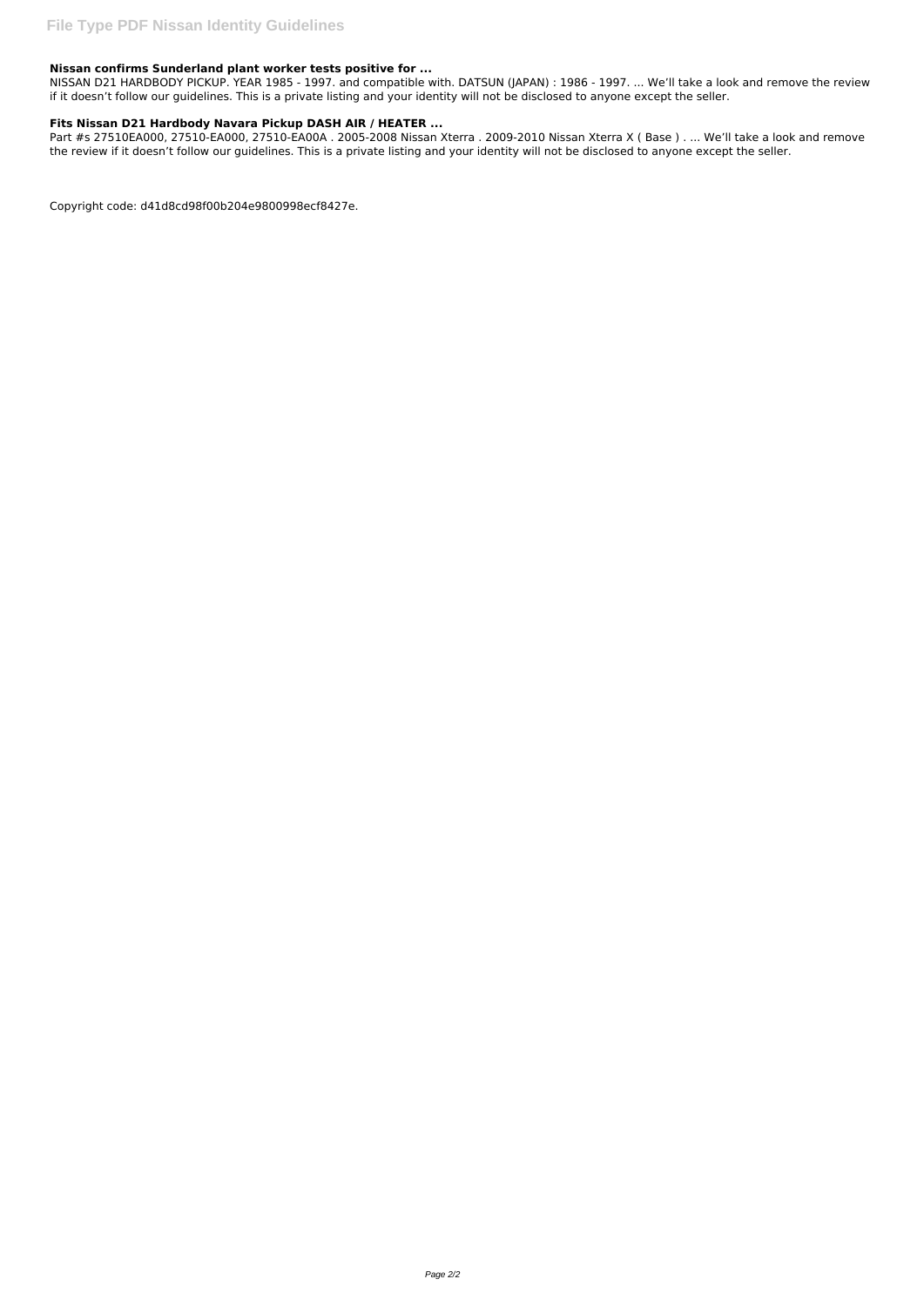### Nissan confirms Sunderland plant worker tests positive for ...

NISSAN D21 HARDBODY PICKUP. YEAR 1985 - 1997. and compatible with. DATSUN (JAPAN) : 1986 - 1997. ... We'll take a look and remove the review if it doesn't follow our guidelines. This is a private listing and your identity will not be disclosed to anyone except the seller.

### Fits Nissan D21 Hardbody Navara Pickup DASH AIR / HEATER ...

Part #s 27510EA000, 27510-EA000, 27510-EA00A . 2005-2008 Nissan Xterra . 2009-2010 Nissan Xterra X ( Base ) . ... We'll take a look and remove the review if it doesn't follow our guidelines. This is a private listing and your identity will not be disclosed to anyone except the seller.

Copyright code: d41d8cd98f00b204e9800998ecf8427e.